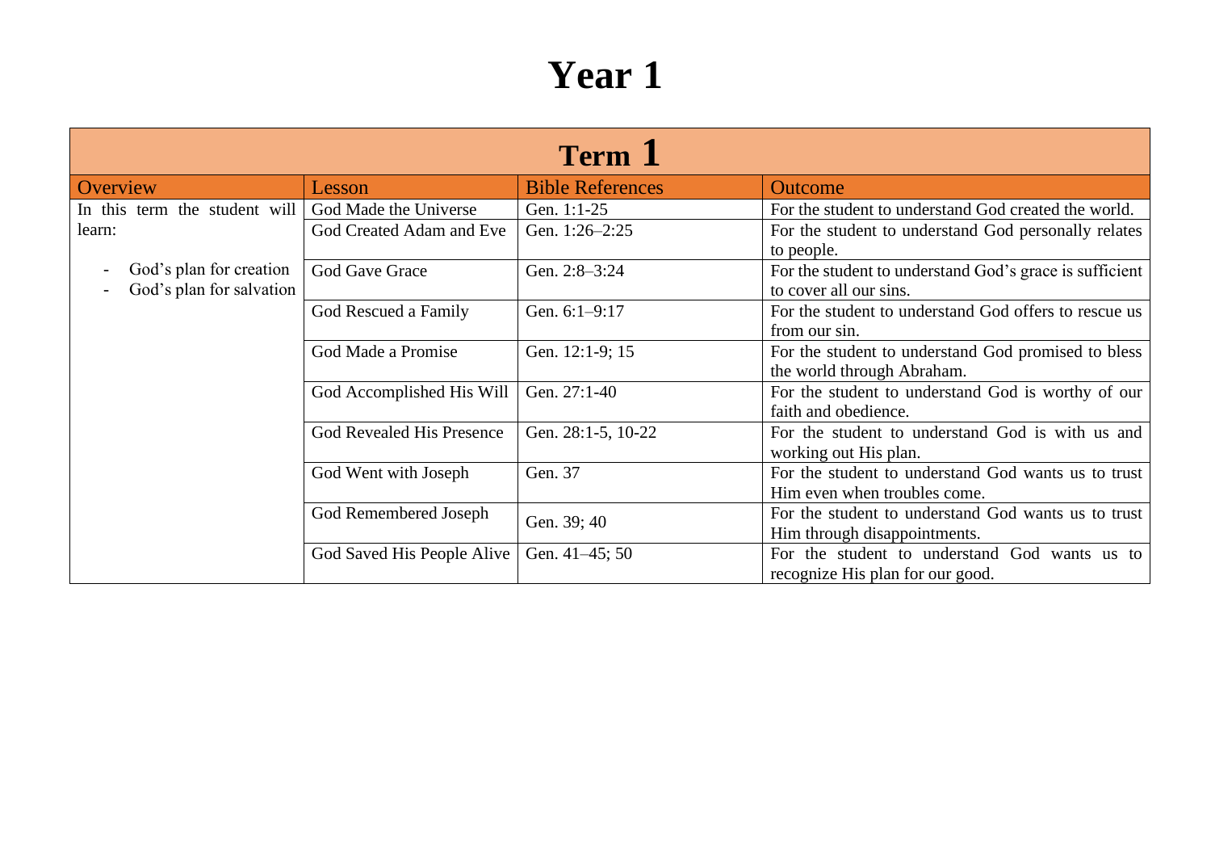# Year 1

| Term 1 | | | |
|---|---|---|---|
| **Overview** | **Lesson** | **Bible References** | **Outcome** |
| In this term the student will learn:<br><br>- God's plan for creation<br>- God's plan for salvation | God Made the Universe | Gen. 1:1-25 | For the student to understand God created the world. |
| | God Created Adam and Eve | Gen. 1:26–2:25 | For the student to understand God personally relates to people. |
| | God Gave Grace | Gen. 2:8–3:24 | For the student to understand God's grace is sufficient to cover all our sins. |
| | God Rescued a Family | Gen. 6:1–9:17 | For the student to understand God offers to rescue us from our sin. |
| | God Made a Promise | Gen. 12:1-9; 15 | For the student to understand God promised to bless the world through Abraham. |
| | God Accomplished His Will | Gen. 27:1-40 | For the student to understand God is worthy of our faith and obedience. |
| | God Revealed His Presence | Gen. 28:1-5, 10-22 | For the student to understand God is with us and working out His plan. |
| | God Went with Joseph | Gen. 37 | For the student to understand God wants us to trust Him even when troubles come. |
| | God Remembered Joseph | Gen. 39; 40 | For the student to understand God wants us to trust Him through disappointments. |
| | God Saved His People Alive | Gen. 41–45; 50 | For the student to understand God wants us to recognize His plan for our good. |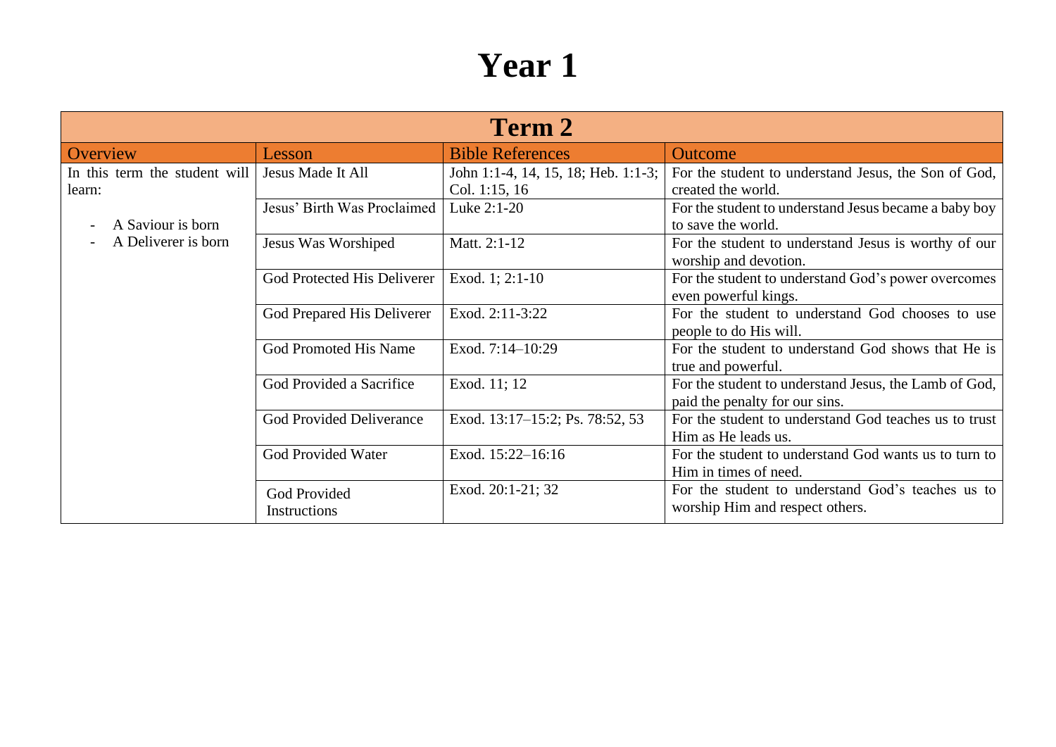# Year 1

| Term 2 | | | |
|---|---|---|---|
| Overview | Lesson | Bible References | Outcome |
| In this term the student will learn:<br><br>- A Saviour is born<br>- A Deliverer is born | Jesus Made It All | John 1:1-4, 14, 15, 18; Heb. 1:1-3; Col. 1:15, 16 | For the student to understand Jesus, the Son of God, created the world. |
| | Jesus' Birth Was Proclaimed | Luke 2:1-20 | For the student to understand Jesus became a baby boy to save the world. |
| | Jesus Was Worshiped | Matt. 2:1-12 | For the student to understand Jesus is worthy of our worship and devotion. |
| | God Protected His Deliverer | Exod. 1; 2:1-10 | For the student to understand God's power overcomes even powerful kings. |
| | God Prepared His Deliverer | Exod. 2:11-3:22 | For the student to understand God chooses to use people to do His will. |
| | God Promoted His Name | Exod. 7:14–10:29 | For the student to understand God shows that He is true and powerful. |
| | God Provided a Sacrifice | Exod. 11; 12 | For the student to understand Jesus, the Lamb of God, paid the penalty for our sins. |
| | God Provided Deliverance | Exod. 13:17–15:2; Ps. 78:52, 53 | For the student to understand God teaches us to trust Him as He leads us. |
| | God Provided Water | Exod. 15:22–16:16 | For the student to understand God wants us to turn to Him in times of need. |
| | God Provided Instructions | Exod. 20:1-21; 32 | For the student to understand God's teaches us to worship Him and respect others. |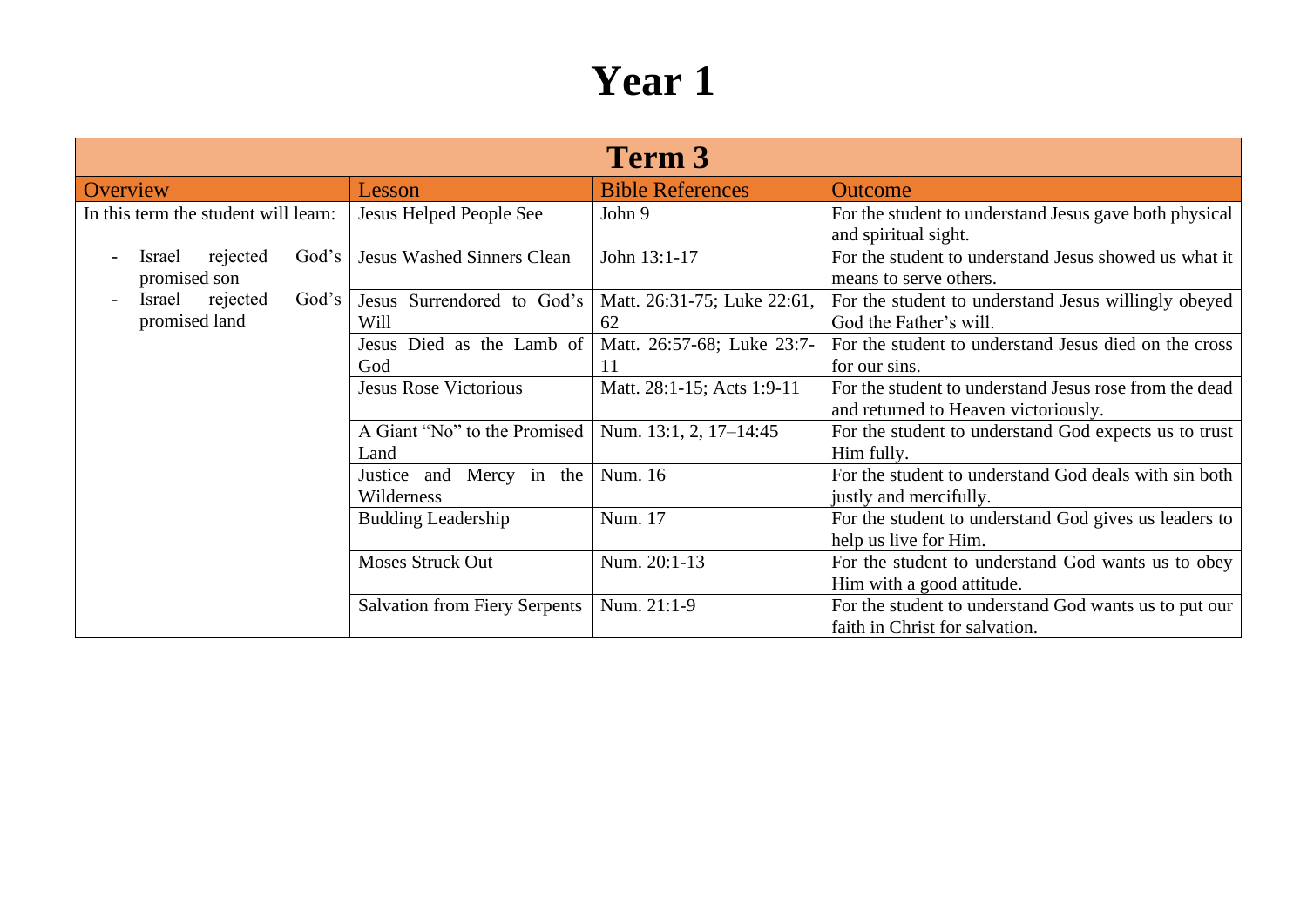# Year 1

| Term 3 | | | |
|---|---|---|---|
| **Overview** | **Lesson** | **Bible References** | **Outcome** |
| In this term the student will learn:<br><br>- Israel rejected God's promised son<br>- Israel rejected God's promised land | Jesus Helped People See | John 9 | For the student to understand Jesus gave both physical and spiritual sight. |
| | Jesus Washed Sinners Clean | John 13:1-17 | For the student to understand Jesus showed us what it means to serve others. |
| | Jesus Surrendored to God's Will | Matt. 26:31-75; Luke 22:61, 62 | For the student to understand Jesus willingly obeyed God the Father's will. |
| | Jesus Died as the Lamb of God | Matt. 26:57-68; Luke 23:7-11 | For the student to understand Jesus died on the cross for our sins. |
| | Jesus Rose Victorious | Matt. 28:1-15; Acts 1:9-11 | For the student to understand Jesus rose from the dead and returned to Heaven victoriously. |
| | A Giant "No" to the Promised Land | Num. 13:1, 2, 17–14:45 | For the student to understand God expects us to trust Him fully. |
| | Justice and Mercy in the Wilderness | Num. 16 | For the student to understand God deals with sin both justly and mercifully. |
| | Budding Leadership | Num. 17 | For the student to understand God gives us leaders to help us live for Him. |
| | Moses Struck Out | Num. 20:1-13 | For the student to understand God wants us to obey Him with a good attitude. |
| | Salvation from Fiery Serpents | Num. 21:1-9 | For the student to understand God wants us to put our faith in Christ for salvation. |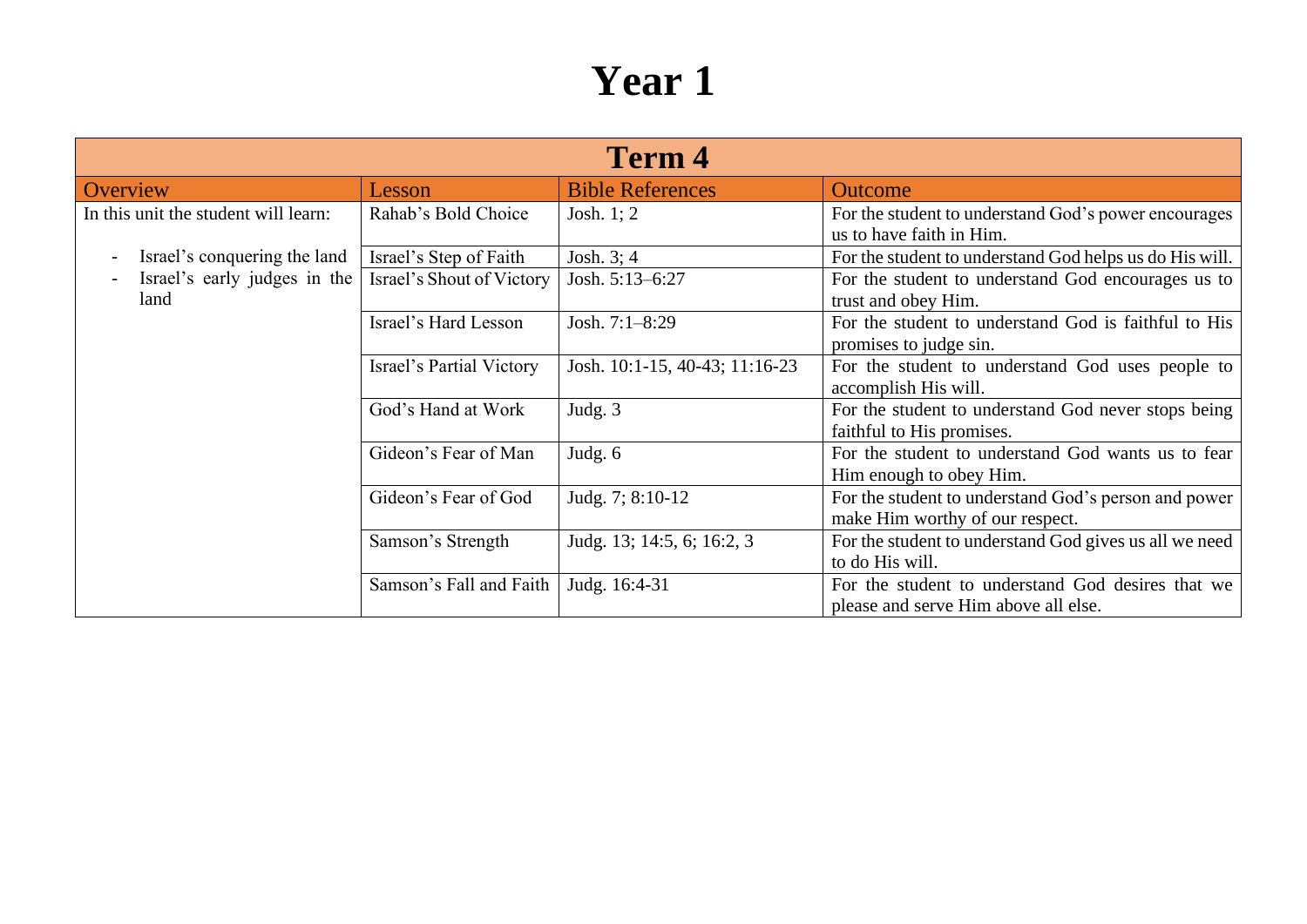# Year 1

| Term 4 | | | |
|---|---|---|---|
| Overview | Lesson | Bible References | Outcome |
| In this unit the student will learn:<br><br>- Israel's conquering the land<br>- Israel's early judges in the land | Rahab's Bold Choice | Josh. 1; 2 | For the student to understand God's power encourages us to have faith in Him. |
| | Israel's Step of Faith | Josh. 3; 4 | For the student to understand God helps us do His will. |
| | Israel's Shout of Victory | Josh. 5:13–6:27 | For the student to understand God encourages us to trust and obey Him. |
| | Israel's Hard Lesson | Josh. 7:1–8:29 | For the student to understand God is faithful to His promises to judge sin. |
| | Israel's Partial Victory | Josh. 10:1-15, 40-43; 11:16-23 | For the student to understand God uses people to accomplish His will. |
| | God's Hand at Work | Judg. 3 | For the student to understand God never stops being faithful to His promises. |
| | Gideon's Fear of Man | Judg. 6 | For the student to understand God wants us to fear Him enough to obey Him. |
| | Gideon's Fear of God | Judg. 7; 8:10-12 | For the student to understand God's person and power make Him worthy of our respect. |
| | Samson's Strength | Judg. 13; 14:5, 6; 16:2, 3 | For the student to understand God gives us all we need to do His will. |
| | Samson's Fall and Faith | Judg. 16:4-31 | For the student to understand God desires that we please and serve Him above all else. |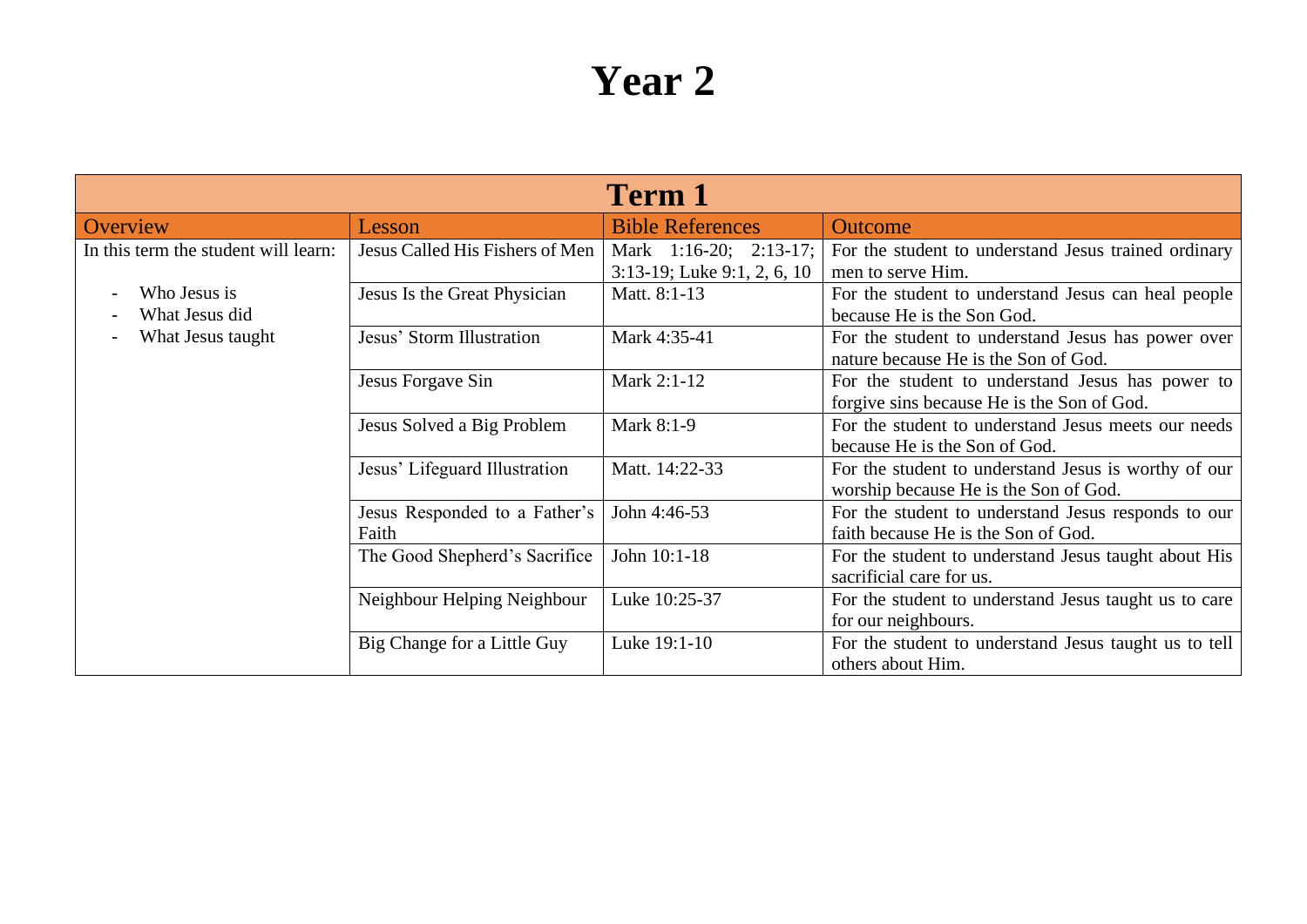# Year 2

| Term 1 | | | |
|---|---|---|---|
| Overview | Lesson | Bible References | Outcome |
| In this term the student will learn:<br><br>- Who Jesus is<br>- What Jesus did<br>- What Jesus taught | Jesus Called His Fishers of Men | Mark 1:16-20; 2:13-17; 3:13-19; Luke 9:1, 2, 6, 10 | For the student to understand Jesus trained ordinary men to serve Him. |
| | Jesus Is the Great Physician | Matt. 8:1-13 | For the student to understand Jesus can heal people because He is the Son God. |
| | Jesus' Storm Illustration | Mark 4:35-41 | For the student to understand Jesus has power over nature because He is the Son of God. |
| | Jesus Forgave Sin | Mark 2:1-12 | For the student to understand Jesus has power to forgive sins because He is the Son of God. |
| | Jesus Solved a Big Problem | Mark 8:1-9 | For the student to understand Jesus meets our needs because He is the Son of God. |
| | Jesus' Lifeguard Illustration | Matt. 14:22-33 | For the student to understand Jesus is worthy of our worship because He is the Son of God. |
| | Jesus Responded to a Father's Faith | John 4:46-53 | For the student to understand Jesus responds to our faith because He is the Son of God. |
| | The Good Shepherd's Sacrifice | John 10:1-18 | For the student to understand Jesus taught about His sacrificial care for us. |
| | Neighbour Helping Neighbour | Luke 10:25-37 | For the student to understand Jesus taught us to care for our neighbours. |
| | Big Change for a Little Guy | Luke 19:1-10 | For the student to understand Jesus taught us to tell others about Him. |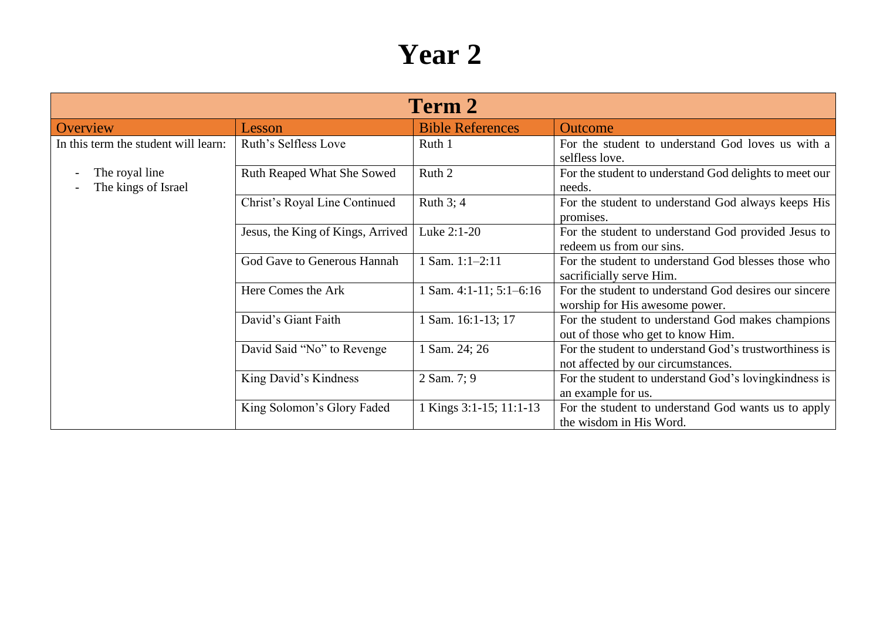# Year 2

| Term 2 | | | |
|---|---|---|---|
| Overview | Lesson | Bible References | Outcome |
| In this term the student will learn:<br><br>- The royal line<br>- The kings of Israel | Ruth's Selfless Love | Ruth 1 | For the student to understand God loves us with a selfless love. |
| | Ruth Reaped What She Sowed | Ruth 2 | For the student to understand God delights to meet our needs. |
| | Christ's Royal Line Continued | Ruth 3; 4 | For the student to understand God always keeps His promises. |
| | Jesus, the King of Kings, Arrived | Luke 2:1-20 | For the student to understand God provided Jesus to redeem us from our sins. |
| | God Gave to Generous Hannah | 1 Sam. 1:1–2:11 | For the student to understand God blesses those who sacrificially serve Him. |
| | Here Comes the Ark | 1 Sam. 4:1-11; 5:1–6:16 | For the student to understand God desires our sincere worship for His awesome power. |
| | David's Giant Faith | 1 Sam. 16:1-13; 17 | For the student to understand God makes champions out of those who get to know Him. |
| | David Said "No" to Revenge | 1 Sam. 24; 26 | For the student to understand God's trustworthiness is not affected by our circumstances. |
| | King David's Kindness | 2 Sam. 7; 9 | For the student to understand God's lovingkindness is an example for us. |
| | King Solomon's Glory Faded | 1 Kings 3:1-15; 11:1-13 | For the student to understand God wants us to apply the wisdom in His Word. |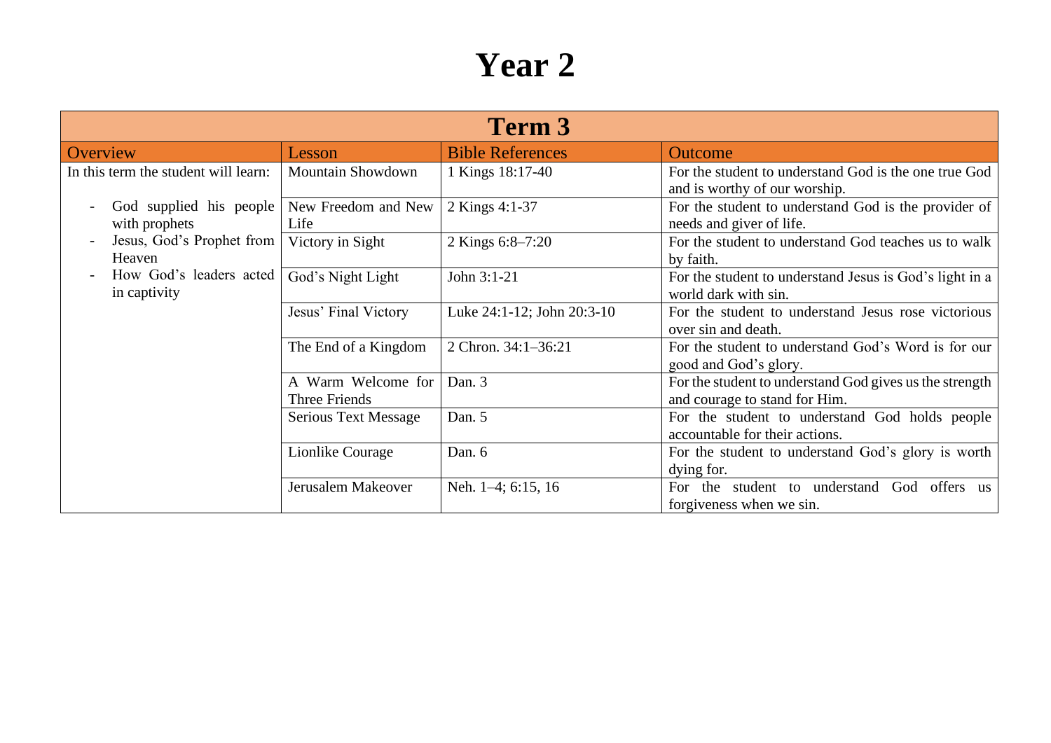# Year 2

| Term 3 | | | |
|---|---|---|---|
| **Overview** | **Lesson** | **Bible References** | **Outcome** |
| In this term the student will learn:<br>- God supplied his people with prophets<br>- Jesus, God's Prophet from Heaven<br>- How God's leaders acted in captivity | Mountain Showdown | 1 Kings 18:17-40 | For the student to understand God is the one true God and is worthy of our worship. |
| | New Freedom and New Life | 2 Kings 4:1-37 | For the student to understand God is the provider of needs and giver of life. |
| | Victory in Sight | 2 Kings 6:8–7:20 | For the student to understand God teaches us to walk by faith. |
| | God's Night Light | John 3:1-21 | For the student to understand Jesus is God's light in a world dark with sin. |
| | Jesus' Final Victory | Luke 24:1-12; John 20:3-10 | For the student to understand Jesus rose victorious over sin and death. |
| | The End of a Kingdom | 2 Chron. 34:1–36:21 | For the student to understand God's Word is for our good and God's glory. |
| | A Warm Welcome for Three Friends | Dan. 3 | For the student to understand God gives us the strength and courage to stand for Him. |
| | Serious Text Message | Dan. 5 | For the student to understand God holds people accountable for their actions. |
| | Lionlike Courage | Dan. 6 | For the student to understand God's glory is worth dying for. |
| | Jerusalem Makeover | Neh. 1–4; 6:15, 16 | For the student to understand God offers us forgiveness when we sin. |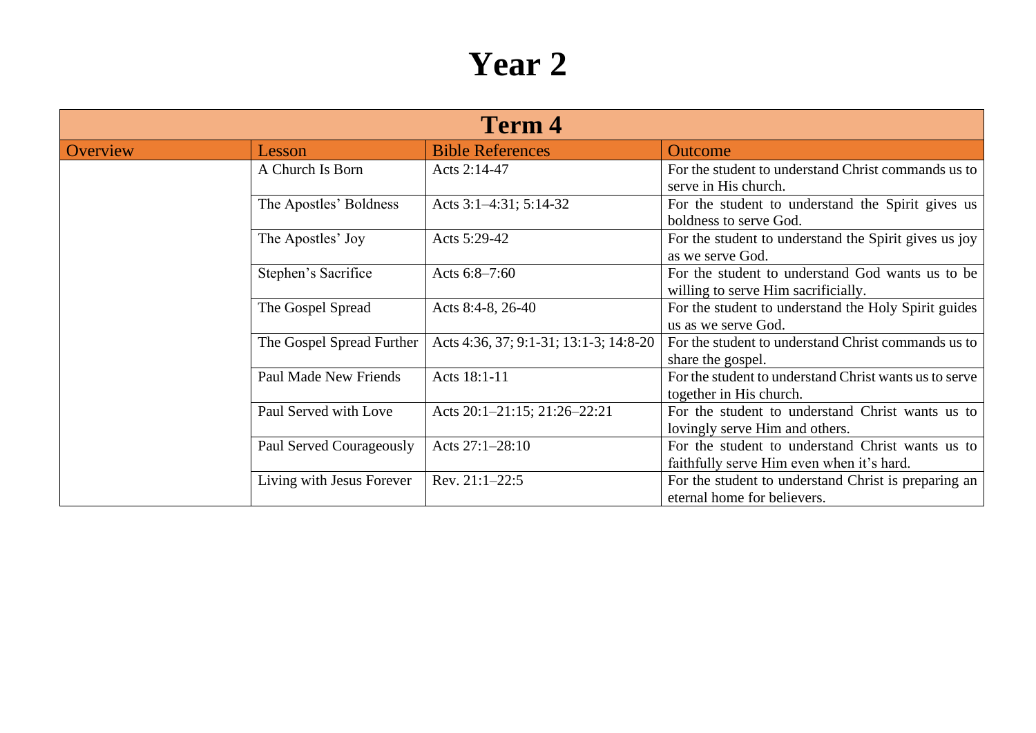# Year 2

| Term 4 | | | |
|---|---|---|---|
| Overview | Lesson | Bible References | Outcome |
| | A Church Is Born | Acts 2:14-47 | For the student to understand Christ commands us to serve in His church. |
| | The Apostles' Boldness | Acts 3:1–4:31; 5:14-32 | For the student to understand the Spirit gives us boldness to serve God. |
| | The Apostles' Joy | Acts 5:29-42 | For the student to understand the Spirit gives us joy as we serve God. |
| | Stephen's Sacrifice | Acts 6:8–7:60 | For the student to understand God wants us to be willing to serve Him sacrificially. |
| | The Gospel Spread | Acts 8:4-8, 26-40 | For the student to understand the Holy Spirit guides us as we serve God. |
| | The Gospel Spread Further | Acts 4:36, 37; 9:1-31; 13:1-3; 14:8-20 | For the student to understand Christ commands us to share the gospel. |
| | Paul Made New Friends | Acts 18:1-11 | For the student to understand Christ wants us to serve together in His church. |
| | Paul Served with Love | Acts 20:1–21:15; 21:26–22:21 | For the student to understand Christ wants us to lovingly serve Him and others. |
| | Paul Served Courageously | Acts 27:1–28:10 | For the student to understand Christ wants us to faithfully serve Him even when it's hard. |
| | Living with Jesus Forever | Rev. 21:1–22:5 | For the student to understand Christ is preparing an eternal home for believers. |